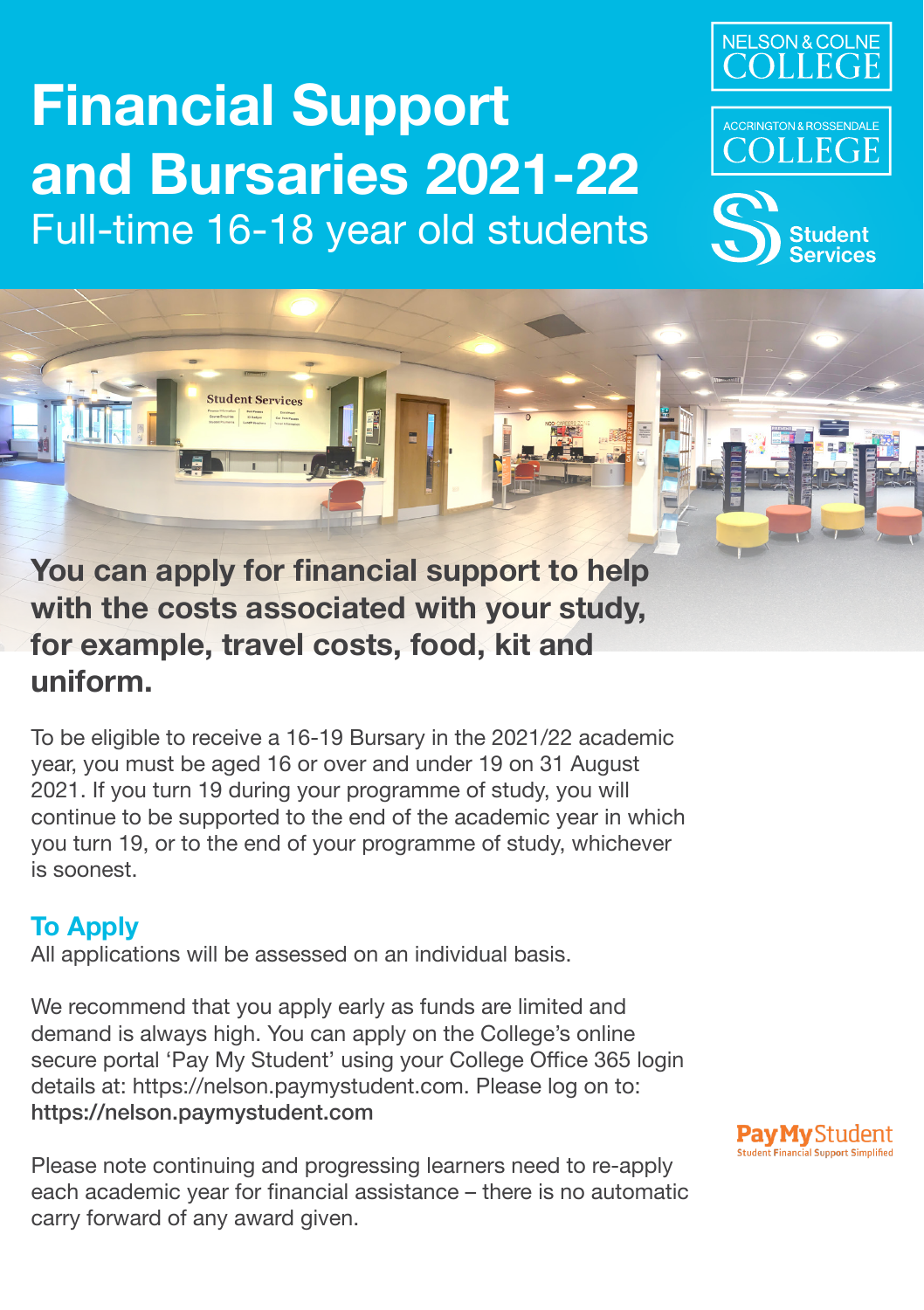# Financial Support and Bursaries 2021-22

## Full-time 16-18 year old students

NELSON & COLNE COLLEGE

ACCRINGTON & ROSSENDALE COLLEGE

Student Services

**You can apply for financial support to help with the costs associated with your study, for example, travel costs, food, kit and uniform.**

To be eligible to receive a 16-19 Bursary in the 2021/22 academic year, you must be aged 16 or over and under 19 on 31 August 2021. If you turn 19 during your programme of study, you will continue to be supported to the end of the academic year in which you turn 19, or to the end of your programme of study, whichever is soonest.

## To Apply

All applications will be assessed on an individual basis.

We recommend that you apply early as funds are limited and demand is always high. You can apply on the College's online secure portal 'Pay My Student' using your College Office 365 login details at: https://nelson.paymystudent.com. Please log on to: **https://nelson.paymystudent.com**

Please note continuing and progressing learners need to re-apply each academic year for financial assistance – there is no automatic carry forward of any award given.

PayMyStudent
Student Financial Support Simplified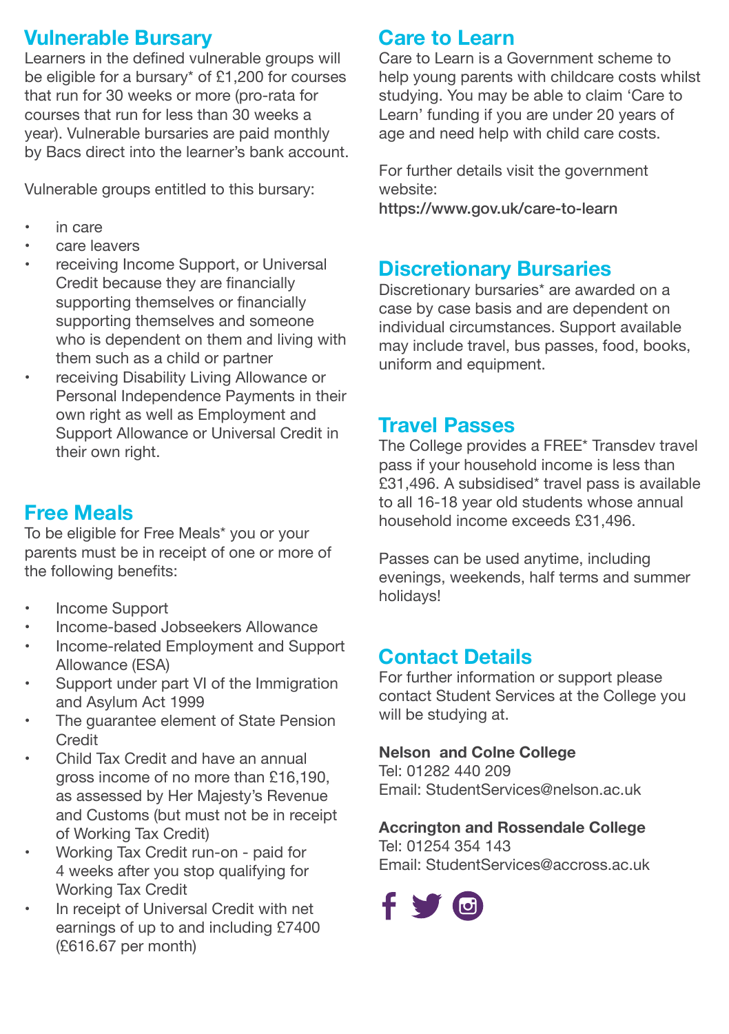## Vulnerable Bursary

Learners in the defined vulnerable groups will be eligible for a bursary* of £1,200 for courses that run for 30 weeks or more (pro-rata for courses that run for less than 30 weeks a year). Vulnerable bursaries are paid monthly by Bacs direct into the learner's bank account.

Vulnerable groups entitled to this bursary:

- in care
- care leavers
- receiving Income Support, or Universal Credit because they are financially supporting themselves or financially supporting themselves and someone who is dependent on them and living with them such as a child or partner
- receiving Disability Living Allowance or Personal Independence Payments in their own right as well as Employment and Support Allowance or Universal Credit in their own right.

## Free Meals

To be eligible for Free Meals* you or your parents must be in receipt of one or more of the following benefits:

- Income Support
- Income-based Jobseekers Allowance
- Income-related Employment and Support Allowance (ESA)
- Support under part VI of the Immigration and Asylum Act 1999
- The guarantee element of State Pension Credit
- Child Tax Credit and have an annual gross income of no more than £16,190, as assessed by Her Majesty's Revenue and Customs (but must not be in receipt of Working Tax Credit)
- Working Tax Credit run-on - paid for 4 weeks after you stop qualifying for Working Tax Credit
- In receipt of Universal Credit with net earnings of up to and including £7400 (£616.67 per month)

## Care to Learn

Care to Learn is a Government scheme to help young parents with childcare costs whilst studying. You may be able to claim 'Care to Learn' funding if you are under 20 years of age and need help with child care costs.

For further details visit the government website:
**https://www.gov.uk/care-to-learn**

## Discretionary Bursaries

Discretionary bursaries* are awarded on a case by case basis and are dependent on individual circumstances. Support available may include travel, bus passes, food, books, uniform and equipment.

## Travel Passes

The College provides a FREE* Transdev travel pass if your household income is less than £31,496. A subsidised* travel pass is available to all 16-18 year old students whose annual household income exceeds £31,496.

Passes can be used anytime, including evenings, weekends, half terms and summer holidays!

## Contact Details

For further information or support please contact Student Services at the College you will be studying at.

**Nelson and Colne College**
Tel: 01282 440 209
Email: StudentServices@nelson.ac.uk

**Accrington and Rossendale College**
Tel: 01254 354 143
Email: StudentServices@accross.ac.uk